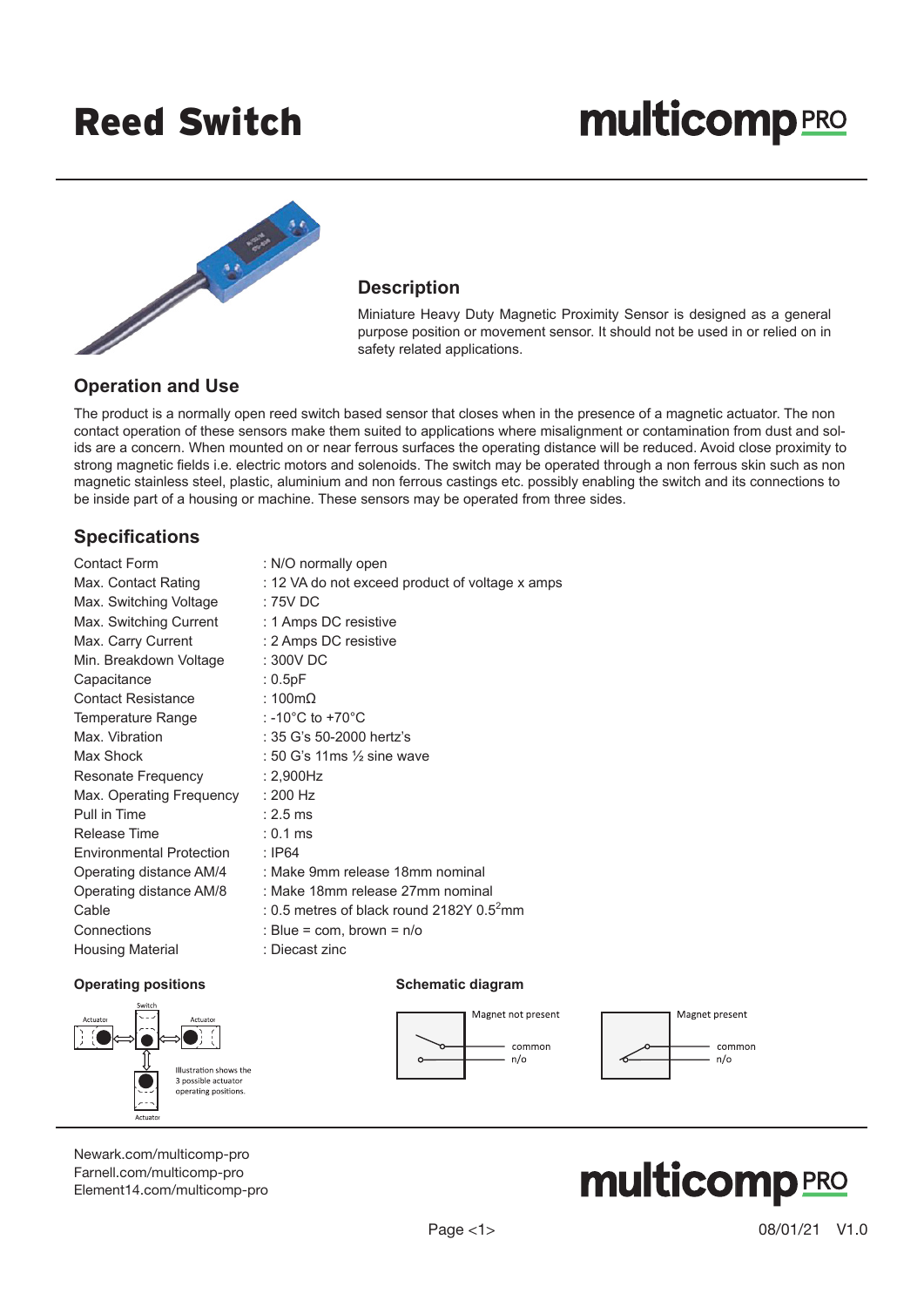# Reed Switch

multicomp PRO

## Description

Miniature Heavy Duty Magnetic Proximity Sensor is designed as a general purpose position or movement sensor. It should not be used in or relied on in safety related applications.

## Operation and Use

The product is a normally open reed switch based sensor that closes when in the presence of a magnetic actuator. The non contact operation of these sensors make them suited to applications where misalignment or contamination from dust and solids are a concern. When mounted on or near ferrous surfaces the operating distance will be reduced. Avoid close proximity to strong magnetic fields i.e. electric motors and solenoids. The switch may be operated through a non ferrous skin such as non magnetic stainless steel, plastic, aluminium and non ferrous castings etc. possibly enabling the switch and its connections to be inside part of a housing or machine. These sensors may be operated from three sides.

## Specifications

| | |
|---|---|
| Contact Form | : N/O normally open |
| Max. Contact Rating | : 12 VA do not exceed product of voltage x amps |
| Max. Switching Voltage | : 75V DC |
| Max. Switching Current | : 1 Amps DC resistive |
| Max. Carry Current | : 2 Amps DC resistive |
| Min. Breakdown Voltage | : 300V DC |
| Capacitance | : 0.5pF |
| Contact Resistance | : 100mΩ |
| Temperature Range | : -10°C to +70°C |
| Max. Vibration | : 35 G's 50-2000 hertz's |
| Max Shock | : 50 G's 11ms ½ sine wave |
| Resonate Frequency | : 2,900Hz |
| Max. Operating Frequency | : 200 Hz |
| Pull in Time | : 2.5 ms |
| Release Time | : 0.1 ms |
| Environmental Protection | : IP64 |
| Operating distance AM/4 | : Make 9mm release 18mm nominal |
| Operating distance AM/8 | : Make 18mm release 27mm nominal |
| Cable | : 0.5 metres of black round 2182Y 0.5$^2$mm |
| Connections | : Blue = com, brown = n/o |
| Housing Material | : Diecast zinc |

**Operating positions**

Switch

Actuator

Actuator

Actuator

Illustration shows the 3 possible actuator operating positions.

**Schematic diagram**

Magnet not present: common, n/o

Magnet present: common, n/o

Newark.com/multicomp-pro
Farnell.com/multicomp-pro
Element14.com/multicomp-pro

08/01/21 V1.0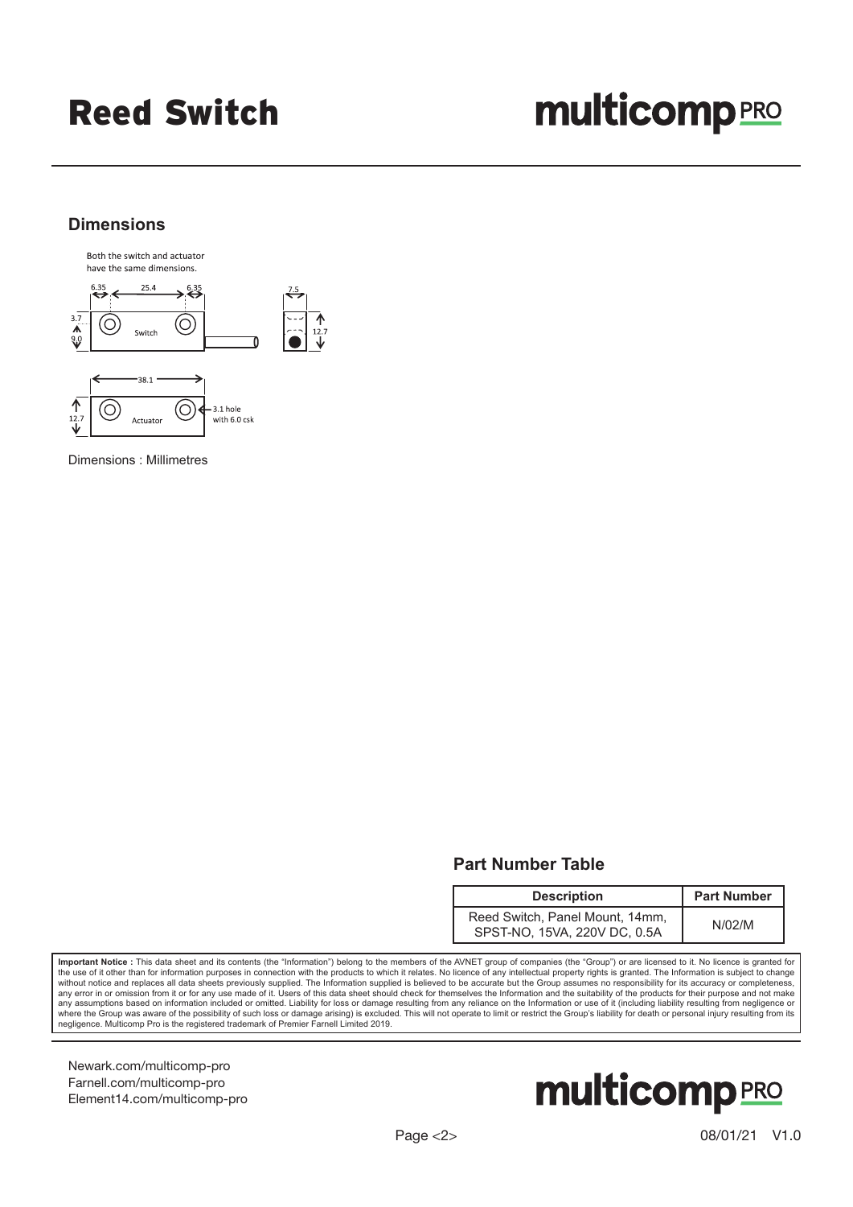# Reed Switch

## Dimensions

Both the switch and actuator have the same dimensions.

6.35
25.4
6.35
7.5
3.7
9.0
Switch
12.7
38.1
12.7
Actuator
3.1 hole with 6.0 csk

Dimensions : Millimetres

## Part Number Table

| Description | Part Number |
| --- | --- |
| Reed Switch, Panel Mount, 14mm, SPST-NO, 15VA, 220V DC, 0.5A | N/02/M |

**Important Notice :** This data sheet and its contents (the "Information") belong to the members of the AVNET group of companies (the "Group") or are licensed to it. No licence is granted for the use of it other than for information purposes in connection with the products to which it relates. No licence of any intellectual property rights is granted. The Information is subject to change without notice and replaces all data sheets previously supplied. The Information supplied is believed to be accurate but the Group assumes no responsibility for its accuracy or completeness, any error in or omission from it or for any use made of it. Users of this data sheet should check for themselves the Information and the suitability of the products for their purpose and not make any assumptions based on information included or omitted. Liability for loss or damage resulting from any reliance on the Information or use of it (including liability resulting from negligence or where the Group was aware of the possibility of such loss or damage arising) is excluded. This will not operate to limit or restrict the Group's liability for death or personal injury resulting from its negligence. Multicomp Pro is the registered trademark of Premier Farnell Limited 2019.

Newark.com/multicomp-pro
Farnell.com/multicomp-pro
Element14.com/multicomp-pro

08/01/21 V1.0